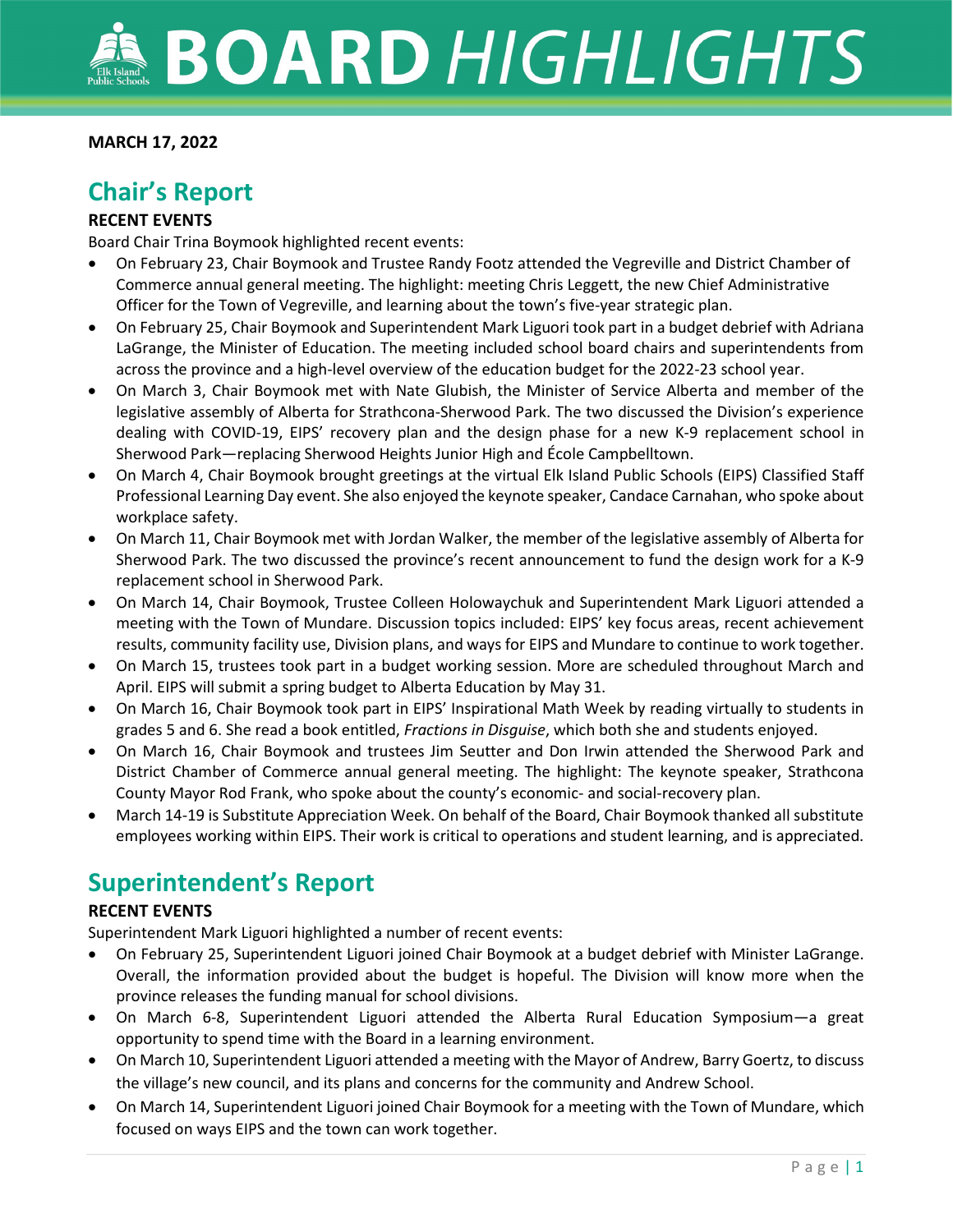# BOARD HIGHLIGHTS

**MARCH 17, 2022**

## Chair's Report

**RECENT EVENTS**

Board Chair Trina Boymook highlighted recent events:

- On February 23, Chair Boymook and Trustee Randy Footz attended the Vegreville and District Chamber of Commerce annual general meeting. The highlight: meeting Chris Leggett, the new Chief Administrative Officer for the Town of Vegreville, and learning about the town's five-year strategic plan.
- On February 25, Chair Boymook and Superintendent Mark Liguori took part in a budget debrief with Adriana LaGrange, the Minister of Education. The meeting included school board chairs and superintendents from across the province and a high-level overview of the education budget for the 2022-23 school year.
- On March 3, Chair Boymook met with Nate Glubish, the Minister of Service Alberta and member of the legislative assembly of Alberta for Strathcona-Sherwood Park. The two discussed the Division's experience dealing with COVID-19, EIPS' recovery plan and the design phase for a new K-9 replacement school in Sherwood Park—replacing Sherwood Heights Junior High and École Campbelltown.
- On March 4, Chair Boymook brought greetings at the virtual Elk Island Public Schools (EIPS) Classified Staff Professional Learning Day event. She also enjoyed the keynote speaker, Candace Carnahan, who spoke about workplace safety.
- On March 11, Chair Boymook met with Jordan Walker, the member of the legislative assembly of Alberta for Sherwood Park. The two discussed the province's recent announcement to fund the design work for a K-9 replacement school in Sherwood Park.
- On March 14, Chair Boymook, Trustee Colleen Holowaychuk and Superintendent Mark Liguori attended a meeting with the Town of Mundare. Discussion topics included: EIPS' key focus areas, recent achievement results, community facility use, Division plans, and ways for EIPS and Mundare to continue to work together.
- On March 15, trustees took part in a budget working session. More are scheduled throughout March and April. EIPS will submit a spring budget to Alberta Education by May 31.
- On March 16, Chair Boymook took part in EIPS' Inspirational Math Week by reading virtually to students in grades 5 and 6. She read a book entitled, *Fractions in Disguise*, which both she and students enjoyed.
- On March 16, Chair Boymook and trustees Jim Seutter and Don Irwin attended the Sherwood Park and District Chamber of Commerce annual general meeting. The highlight: The keynote speaker, Strathcona County Mayor Rod Frank, who spoke about the county's economic- and social-recovery plan.
- March 14-19 is Substitute Appreciation Week. On behalf of the Board, Chair Boymook thanked all substitute employees working within EIPS. Their work is critical to operations and student learning, and is appreciated.

## Superintendent's Report

**RECENT EVENTS**

Superintendent Mark Liguori highlighted a number of recent events:

- On February 25, Superintendent Liguori joined Chair Boymook at a budget debrief with Minister LaGrange. Overall, the information provided about the budget is hopeful. The Division will know more when the province releases the funding manual for school divisions.
- On March 6-8, Superintendent Liguori attended the Alberta Rural Education Symposium—a great opportunity to spend time with the Board in a learning environment.
- On March 10, Superintendent Liguori attended a meeting with the Mayor of Andrew, Barry Goertz, to discuss the village's new council, and its plans and concerns for the community and Andrew School.
- On March 14, Superintendent Liguori joined Chair Boymook for a meeting with the Town of Mundare, which focused on ways EIPS and the town can work together.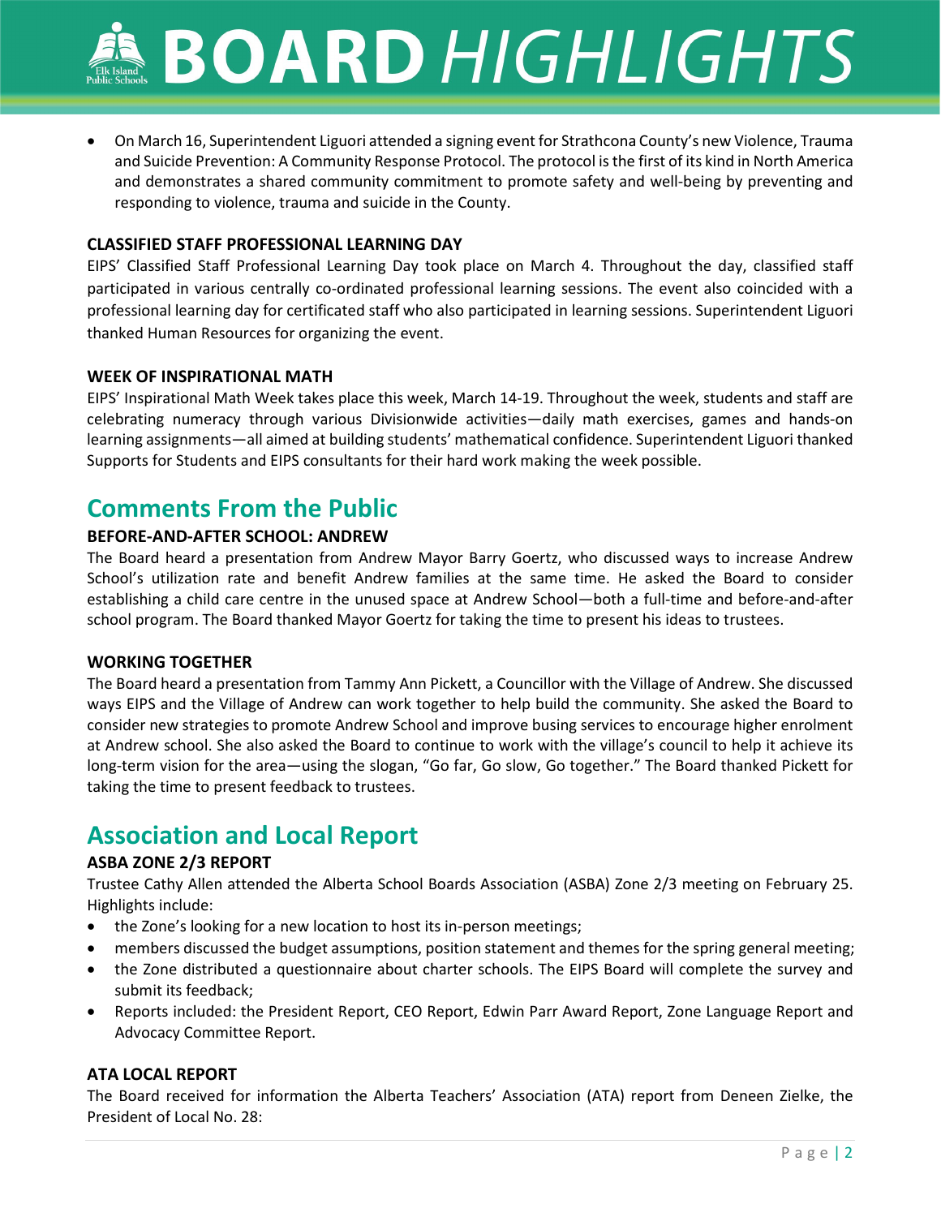- On March 16, Superintendent Liguori attended a signing event for Strathcona County's new Violence, Trauma and Suicide Prevention: A Community Response Protocol. The protocol is the first of its kind in North America and demonstrates a shared community commitment to promote safety and well-being by preventing and responding to violence, trauma and suicide in the County.

**CLASSIFIED STAFF PROFESSIONAL LEARNING DAY**

EIPS' Classified Staff Professional Learning Day took place on March 4. Throughout the day, classified staff participated in various centrally co-ordinated professional learning sessions. The event also coincided with a professional learning day for certificated staff who also participated in learning sessions. Superintendent Liguori thanked Human Resources for organizing the event.

**WEEK OF INSPIRATIONAL MATH**

EIPS' Inspirational Math Week takes place this week, March 14-19. Throughout the week, students and staff are celebrating numeracy through various Divisionwide activities—daily math exercises, games and hands-on learning assignments—all aimed at building students' mathematical confidence. Superintendent Liguori thanked Supports for Students and EIPS consultants for their hard work making the week possible.

## Comments From the Public

**BEFORE-AND-AFTER SCHOOL: ANDREW**

The Board heard a presentation from Andrew Mayor Barry Goertz, who discussed ways to increase Andrew School's utilization rate and benefit Andrew families at the same time. He asked the Board to consider establishing a child care centre in the unused space at Andrew School—both a full-time and before-and-after school program. The Board thanked Mayor Goertz for taking the time to present his ideas to trustees.

**WORKING TOGETHER**

The Board heard a presentation from Tammy Ann Pickett, a Councillor with the Village of Andrew. She discussed ways EIPS and the Village of Andrew can work together to help build the community. She asked the Board to consider new strategies to promote Andrew School and improve busing services to encourage higher enrolment at Andrew school. She also asked the Board to continue to work with the village's council to help it achieve its long-term vision for the area—using the slogan, "Go far, Go slow, Go together." The Board thanked Pickett for taking the time to present feedback to trustees.

## Association and Local Report

**ASBA ZONE 2/3 REPORT**

Trustee Cathy Allen attended the Alberta School Boards Association (ASBA) Zone 2/3 meeting on February 25. Highlights include:

- the Zone's looking for a new location to host its in-person meetings;
- members discussed the budget assumptions, position statement and themes for the spring general meeting;
- the Zone distributed a questionnaire about charter schools. The EIPS Board will complete the survey and submit its feedback;
- Reports included: the President Report, CEO Report, Edwin Parr Award Report, Zone Language Report and Advocacy Committee Report.

**ATA LOCAL REPORT**

The Board received for information the Alberta Teachers' Association (ATA) report from Deneen Zielke, the President of Local No. 28: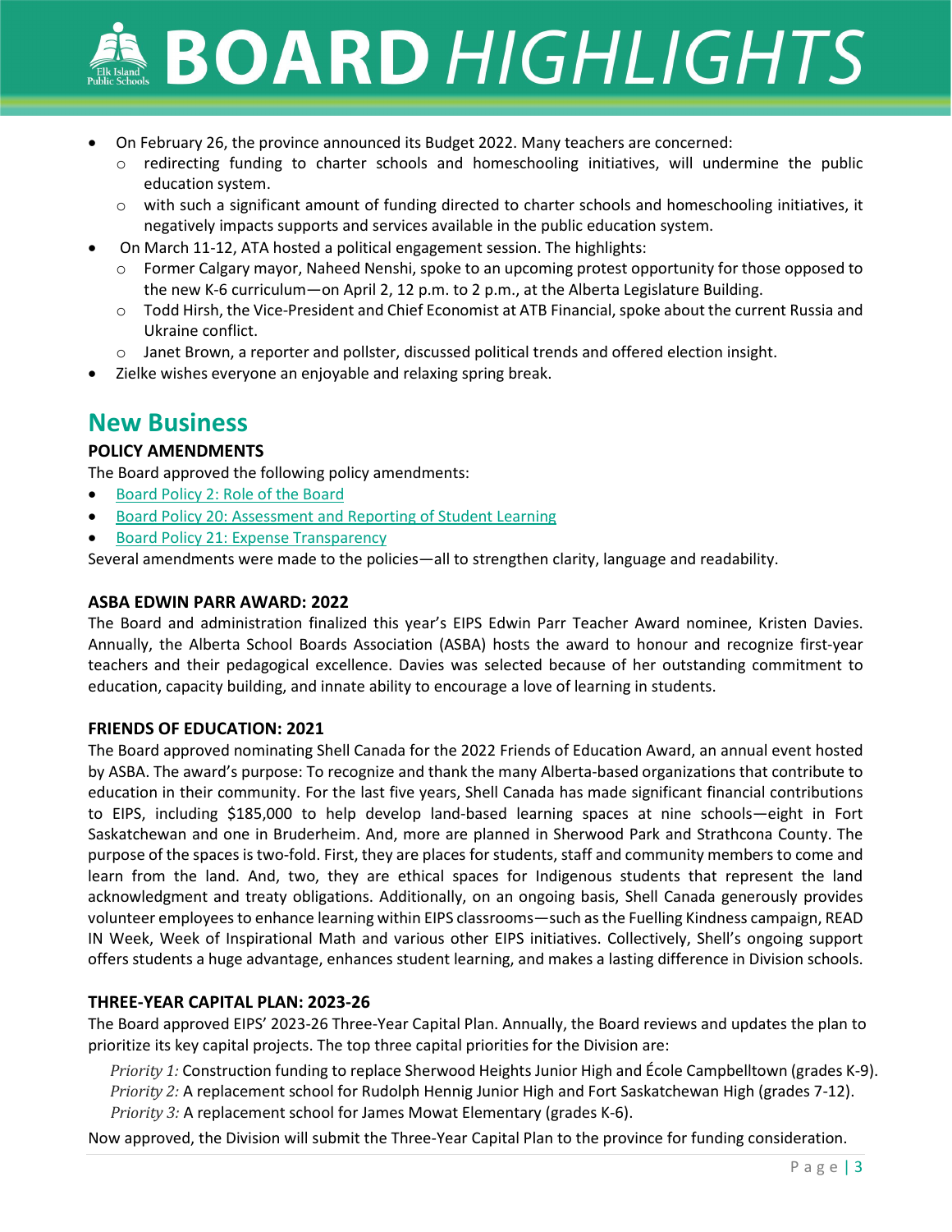- On February 26, the province announced its Budget 2022. Many teachers are concerned:
  - redirecting funding to charter schools and homeschooling initiatives, will undermine the public education system.
  - with such a significant amount of funding directed to charter schools and homeschooling initiatives, it negatively impacts supports and services available in the public education system.
- On March 11-12, ATA hosted a political engagement session. The highlights:
  - Former Calgary mayor, Naheed Nenshi, spoke to an upcoming protest opportunity for those opposed to the new K-6 curriculum—on April 2, 12 p.m. to 2 p.m., at the Alberta Legislature Building.
  - Todd Hirsh, the Vice-President and Chief Economist at ATB Financial, spoke about the current Russia and Ukraine conflict.
  - Janet Brown, a reporter and pollster, discussed political trends and offered election insight.
- Zielke wishes everyone an enjoyable and relaxing spring break.

## New Business

### POLICY AMENDMENTS

The Board approved the following policy amendments:

- Board Policy 2: Role of the Board
- Board Policy 20: Assessment and Reporting of Student Learning
- Board Policy 21: Expense Transparency

Several amendments were made to the policies—all to strengthen clarity, language and readability.

### ASBA EDWIN PARR AWARD: 2022

The Board and administration finalized this year's EIPS Edwin Parr Teacher Award nominee, Kristen Davies. Annually, the Alberta School Boards Association (ASBA) hosts the award to honour and recognize first-year teachers and their pedagogical excellence. Davies was selected because of her outstanding commitment to education, capacity building, and innate ability to encourage a love of learning in students.

### FRIENDS OF EDUCATION: 2021

The Board approved nominating Shell Canada for the 2022 Friends of Education Award, an annual event hosted by ASBA. The award's purpose: To recognize and thank the many Alberta-based organizations that contribute to education in their community. For the last five years, Shell Canada has made significant financial contributions to EIPS, including $185,000 to help develop land-based learning spaces at nine schools—eight in Fort Saskatchewan and one in Bruderheim. And, more are planned in Sherwood Park and Strathcona County. The purpose of the spaces is two-fold. First, they are places for students, staff and community members to come and learn from the land. And, two, they are ethical spaces for Indigenous students that represent the land acknowledgment and treaty obligations. Additionally, on an ongoing basis, Shell Canada generously provides volunteer employees to enhance learning within EIPS classrooms—such as the Fuelling Kindness campaign, READ IN Week, Week of Inspirational Math and various other EIPS initiatives. Collectively, Shell's ongoing support offers students a huge advantage, enhances student learning, and makes a lasting difference in Division schools.

### THREE-YEAR CAPITAL PLAN: 2023-26

The Board approved EIPS' 2023-26 Three-Year Capital Plan. Annually, the Board reviews and updates the plan to prioritize its key capital projects. The top three capital priorities for the Division are:

*Priority 1:* Construction funding to replace Sherwood Heights Junior High and École Campbelltown (grades K-9).
*Priority 2:* A replacement school for Rudolph Hennig Junior High and Fort Saskatchewan High (grades 7-12).
*Priority 3:* A replacement school for James Mowat Elementary (grades K-6).

Now approved, the Division will submit the Three-Year Capital Plan to the province for funding consideration.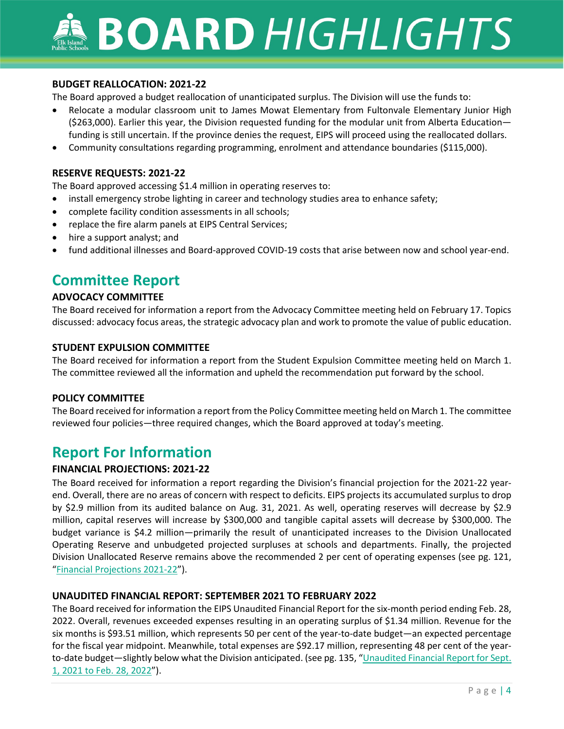### BUDGET REALLOCATION: 2021-22

The Board approved a budget reallocation of unanticipated surplus. The Division will use the funds to:

- Relocate a modular classroom unit to James Mowat Elementary from Fultonvale Elementary Junior High ($263,000). Earlier this year, the Division requested funding for the modular unit from Alberta Education—funding is still uncertain. If the province denies the request, EIPS will proceed using the reallocated dollars.
- Community consultations regarding programming, enrolment and attendance boundaries ($115,000).

### RESERVE REQUESTS: 2021-22

The Board approved accessing $1.4 million in operating reserves to:

- install emergency strobe lighting in career and technology studies area to enhance safety;
- complete facility condition assessments in all schools;
- replace the fire alarm panels at EIPS Central Services;
- hire a support analyst; and
- fund additional illnesses and Board-approved COVID-19 costs that arise between now and school year-end.

## Committee Report

### ADVOCACY COMMITTEE

The Board received for information a report from the Advocacy Committee meeting held on February 17. Topics discussed: advocacy focus areas, the strategic advocacy plan and work to promote the value of public education.

### STUDENT EXPULSION COMMITTEE

The Board received for information a report from the Student Expulsion Committee meeting held on March 1. The committee reviewed all the information and upheld the recommendation put forward by the school.

### POLICY COMMITTEE

The Board received for information a report from the Policy Committee meeting held on March 1. The committee reviewed four policies—three required changes, which the Board approved at today's meeting.

## Report For Information

### FINANCIAL PROJECTIONS: 2021-22

The Board received for information a report regarding the Division's financial projection for the 2021-22 year-end. Overall, there are no areas of concern with respect to deficits. EIPS projects its accumulated surplus to drop by $2.9 million from its audited balance on Aug. 31, 2021. As well, operating reserves will decrease by $2.9 million, capital reserves will increase by $300,000 and tangible capital assets will decrease by $300,000. The budget variance is $4.2 million—primarily the result of unanticipated increases to the Division Unallocated Operating Reserve and unbudgeted projected surpluses at schools and departments. Finally, the projected Division Unallocated Reserve remains above the recommended 2 per cent of operating expenses (see pg. 121, "Financial Projections 2021-22").

### UNAUDITED FINANCIAL REPORT: SEPTEMBER 2021 TO FEBRUARY 2022

The Board received for information the EIPS Unaudited Financial Report for the six-month period ending Feb. 28, 2022. Overall, revenues exceeded expenses resulting in an operating surplus of $1.34 million. Revenue for the six months is $93.51 million, which represents 50 per cent of the year-to-date budget—an expected percentage for the fiscal year midpoint. Meanwhile, total expenses are $92.17 million, representing 48 per cent of the year-to-date budget—slightly below what the Division anticipated. (see pg. 135, "Unaudited Financial Report for Sept. 1, 2021 to Feb. 28, 2022").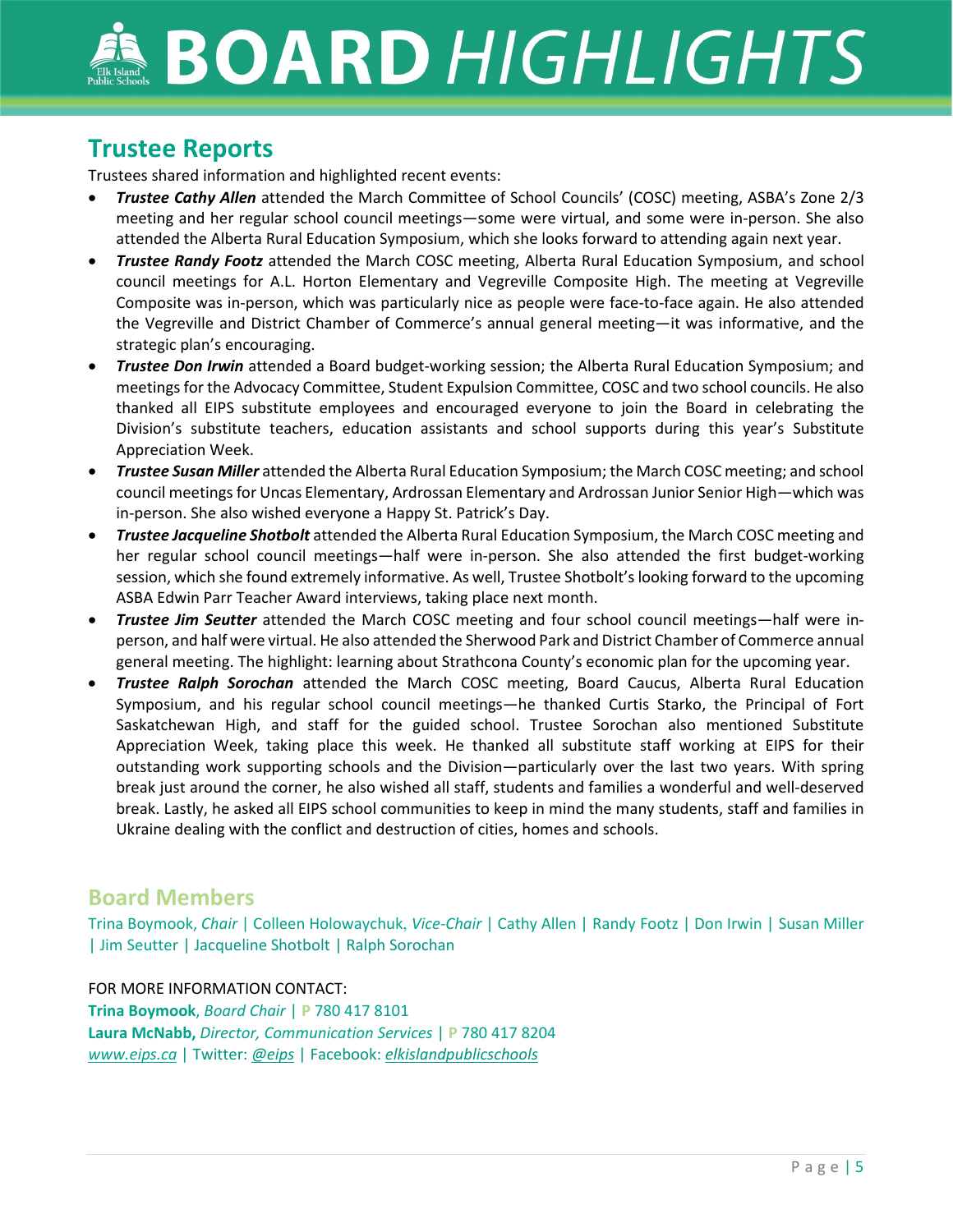# BOARD *HIGHLIGHTS*

## Trustee Reports

Trustees shared information and highlighted recent events:

- ***Trustee Cathy Allen*** attended the March Committee of School Councils' (COSC) meeting, ASBA's Zone 2/3 meeting and her regular school council meetings—some were virtual, and some were in-person. She also attended the Alberta Rural Education Symposium, which she looks forward to attending again next year.
- ***Trustee Randy Footz*** attended the March COSC meeting, Alberta Rural Education Symposium, and school council meetings for A.L. Horton Elementary and Vegreville Composite High. The meeting at Vegreville Composite was in-person, which was particularly nice as people were face-to-face again. He also attended the Vegreville and District Chamber of Commerce's annual general meeting—it was informative, and the strategic plan's encouraging.
- ***Trustee Don Irwin*** attended a Board budget-working session; the Alberta Rural Education Symposium; and meetings for the Advocacy Committee, Student Expulsion Committee, COSC and two school councils. He also thanked all EIPS substitute employees and encouraged everyone to join the Board in celebrating the Division's substitute teachers, education assistants and school supports during this year's Substitute Appreciation Week.
- ***Trustee Susan Miller*** attended the Alberta Rural Education Symposium; the March COSC meeting; and school council meetings for Uncas Elementary, Ardrossan Elementary and Ardrossan Junior Senior High—which was in-person. She also wished everyone a Happy St. Patrick's Day.
- ***Trustee Jacqueline Shotbolt*** attended the Alberta Rural Education Symposium, the March COSC meeting and her regular school council meetings—half were in-person. She also attended the first budget-working session, which she found extremely informative. As well, Trustee Shotbolt's looking forward to the upcoming ASBA Edwin Parr Teacher Award interviews, taking place next month.
- ***Trustee Jim Seutter*** attended the March COSC meeting and four school council meetings—half were in-person, and half were virtual. He also attended the Sherwood Park and District Chamber of Commerce annual general meeting. The highlight: learning about Strathcona County's economic plan for the upcoming year.
- ***Trustee Ralph Sorochan*** attended the March COSC meeting, Board Caucus, Alberta Rural Education Symposium, and his regular school council meetings—he thanked Curtis Starko, the Principal of Fort Saskatchewan High, and staff for the guided school. Trustee Sorochan also mentioned Substitute Appreciation Week, taking place this week. He thanked all substitute staff working at EIPS for their outstanding work supporting schools and the Division—particularly over the last two years. With spring break just around the corner, he also wished all staff, students and families a wonderful and well-deserved break. Lastly, he asked all EIPS school communities to keep in mind the many students, staff and families in Ukraine dealing with the conflict and destruction of cities, homes and schools.

## Board Members

Trina Boymook, *Chair* | Colleen Holowaychuk, *Vice-Chair* | Cathy Allen | Randy Footz | Don Irwin | Susan Miller | Jim Seutter | Jacqueline Shotbolt | Ralph Sorochan

FOR MORE INFORMATION CONTACT:
**Trina Boymook**, *Board Chair* | **P** 780 417 8101
**Laura McNabb,** *Director, Communication Services* | **P** 780 417 8204
*www.eips.ca* | Twitter: *@eips* | Facebook: *elkislandpublicschools*